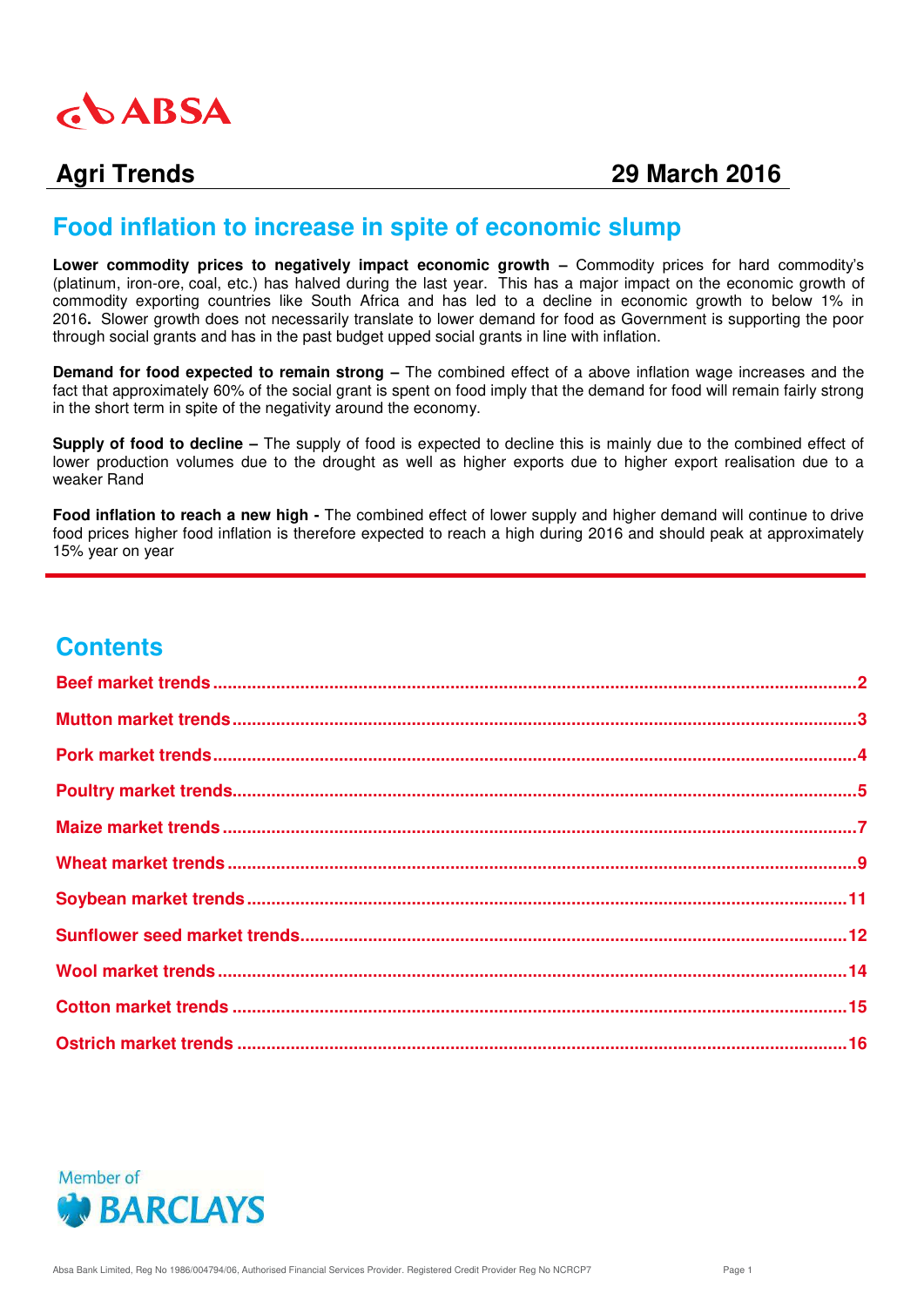# Agri Trends

**29 March 2016**

## Food inflation to increase in spite of economic slump

**Lower commodity prices to negatively impact economic growth –** Commodity prices for hard commodity's (platinum, iron-ore, coal, etc.) has halved during the last year. This has a major impact on the economic growth of commodity exporting countries like South Africa and has led to a decline in economic growth to below 1% in 2016**.** Slower growth does not necessarily translate to lower demand for food as Government is supporting the poor through social grants and has in the past budget upped social grants in line with inflation.

**Demand for food expected to remain strong –** The combined effect of a above inflation wage increases and the fact that approximately 60% of the social grant is spent on food imply that the demand for food will remain fairly strong in the short term in spite of the negativity around the economy.

**Supply of food to decline –** The supply of food is expected to decline this is mainly due to the combined effect of lower production volumes due to the drought as well as higher exports due to higher export realisation due to a weaker Rand

**Food inflation to reach a new high -** The combined effect of lower supply and higher demand will continue to drive food prices higher food inflation is therefore expected to reach a high during 2016 and should peak at approximately 15% year on year

## Contents

- Beef market trends ........ 2
- Mutton market trends ........ 3
- Pork market trends ........ 4
- Poultry market trends ........ 5
- Maize market trends ........ 7
- Wheat market trends ........ 9
- Soybean market trends ........ 11
- Sunflower seed market trends ........ 12
- Wool market trends ........ 14
- Cotton market trends ........ 15
- Ostrich market trends ........ 16

Member of BARCLAYS

Absa Bank Limited, Reg No 1986/004794/06, Authorised Financial Services Provider. Registered Credit Provider Reg No NCRCP7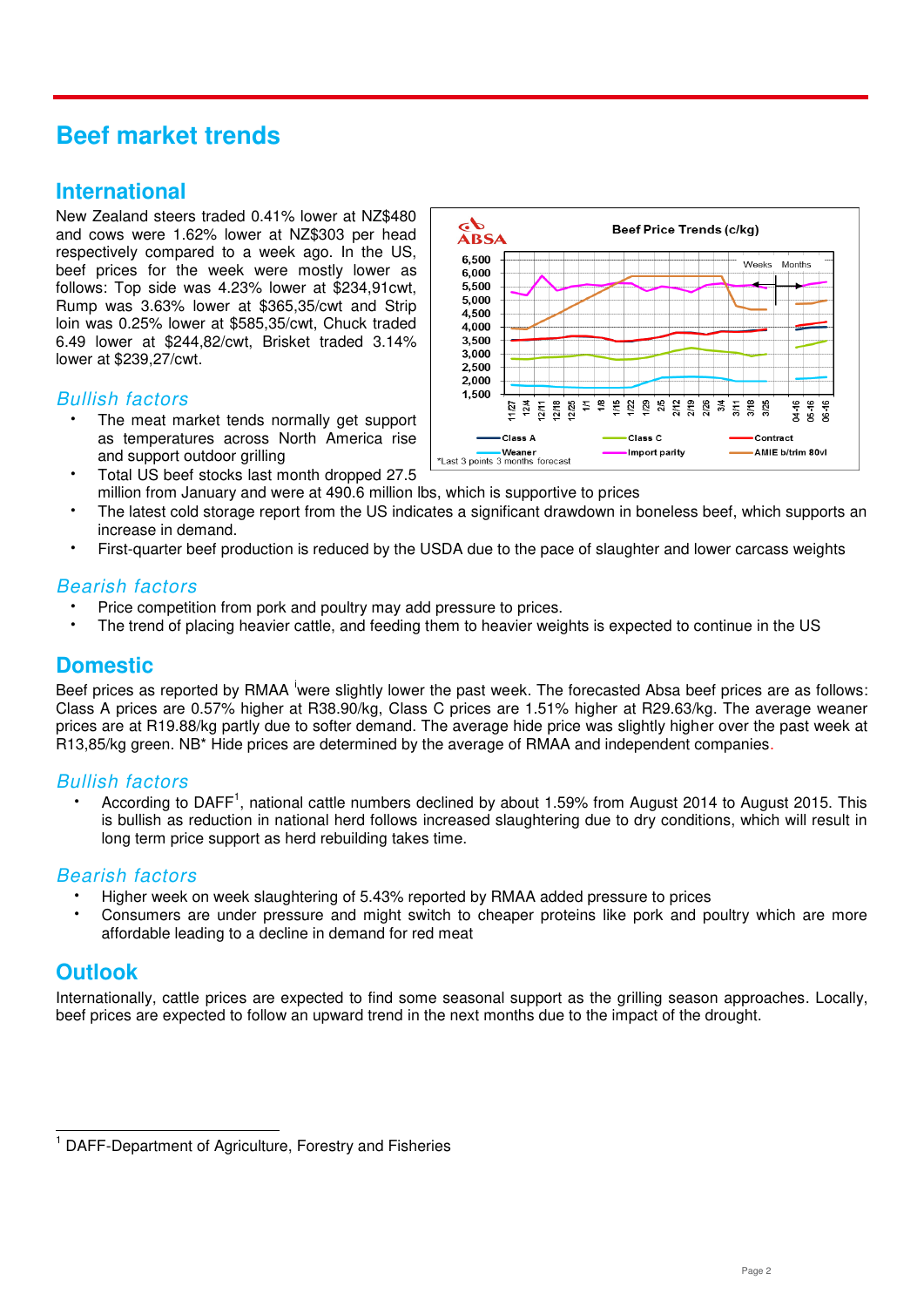# Beef market trends

## International

New Zealand steers traded 0.41% lower at NZ$480 and cows were 1.62% lower at NZ$303 per head respectively compared to a week ago. In the US, beef prices for the week were mostly lower as follows: Top side was 4.23% lower at $234,91cwt, Rump was 3.63% lower at $365,35/cwt and Strip loin was 0.25% lower at $585,35/cwt, Chuck traded 6.49 lower at $244,82/cwt, Brisket traded 3.14% lower at $239,27/cwt.

### *Bullish factors*

- The meat market tends normally get support as temperatures across North America rise and support outdoor grilling
- Total US beef stocks last month dropped 27.5 million from January and were at 490.6 million lbs, which is supportive to prices
- The latest cold storage report from the US indicates a significant drawdown in boneless beef, which supports an increase in demand.
- First-quarter beef production is reduced by the USDA due to the pace of slaughter and lower carcass weights

### *Bearish factors*

- Price competition from pork and poultry may add pressure to prices.
- The trend of placing heavier cattle, and feeding them to heavier weights is expected to continue in the US

## Domestic

Beef prices as reported by RMAA [i] were slightly lower the past week. The forecasted Absa beef prices are as follows: Class A prices are 0.57% higher at R38.90/kg, Class C prices are 1.51% higher at R29.63/kg. The average weaner prices are at R19.88/kg partly due to softer demand. The average hide price was slightly higher over the past week at R13,85/kg green. NB* Hide prices are determined by the average of RMAA and independent companies.

### *Bullish factors*

- According to DAFF[1], national cattle numbers declined by about 1.59% from August 2014 to August 2015. This is bullish as reduction in national herd follows increased slaughtering due to dry conditions, which will result in long term price support as herd rebuilding takes time.

### *Bearish factors*

- Higher week on week slaughtering of 5.43% reported by RMAA added pressure to prices
- Consumers are under pressure and might switch to cheaper proteins like pork and poultry which are more affordable leading to a decline in demand for red meat

## Outlook

Internationally, cattle prices are expected to find some seasonal support as the grilling season approaches. Locally, beef prices are expected to follow an upward trend in the next months due to the impact of the drought.

---

[1] DAFF-Department of Agriculture, Forestry and Fisheries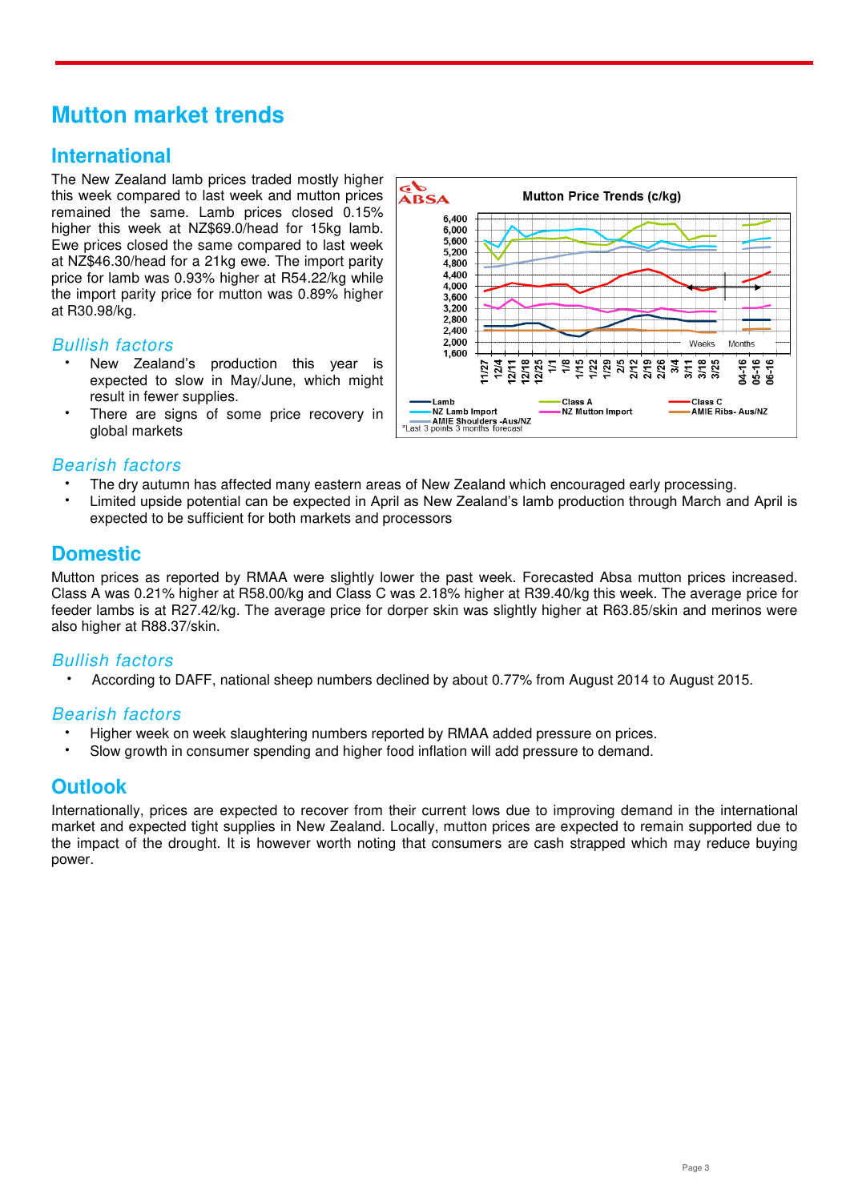# Mutton market trends

## International

The New Zealand lamb prices traded mostly higher this week compared to last week and mutton prices remained the same. Lamb prices closed 0.15% higher this week at NZ$69.0/head for 15kg lamb. Ewe prices closed the same compared to last week at NZ$46.30/head for a 21kg ewe. The import parity price for lamb was 0.93% higher at R54.22/kg while the import parity price for mutton was 0.89% higher at R30.98/kg.

### *Bullish factors*

- New Zealand's production this year is expected to slow in May/June, which might result in fewer supplies.
- There are signs of some price recovery in global markets

### *Bearish factors*

- The dry autumn has affected many eastern areas of New Zealand which encouraged early processing.
- Limited upside potential can be expected in April as New Zealand's lamb production through March and April is expected to be sufficient for both markets and processors

## Domestic

Mutton prices as reported by RMAA were slightly lower the past week. Forecasted Absa mutton prices increased. Class A was 0.21% higher at R58.00/kg and Class C was 2.18% higher at R39.40/kg this week. The average price for feeder lambs is at R27.42/kg. The average price for dorper skin was slightly higher at R63.85/skin and merinos were also higher at R88.37/skin.

### *Bullish factors*

- According to DAFF, national sheep numbers declined by about 0.77% from August 2014 to August 2015.

### *Bearish factors*

- Higher week on week slaughtering numbers reported by RMAA added pressure on prices.
- Slow growth in consumer spending and higher food inflation will add pressure to demand.

## Outlook

Internationally, prices are expected to recover from their current lows due to improving demand in the international market and expected tight supplies in New Zealand. Locally, mutton prices are expected to remain supported due to the impact of the drought. It is however worth noting that consumers are cash strapped which may reduce buying power.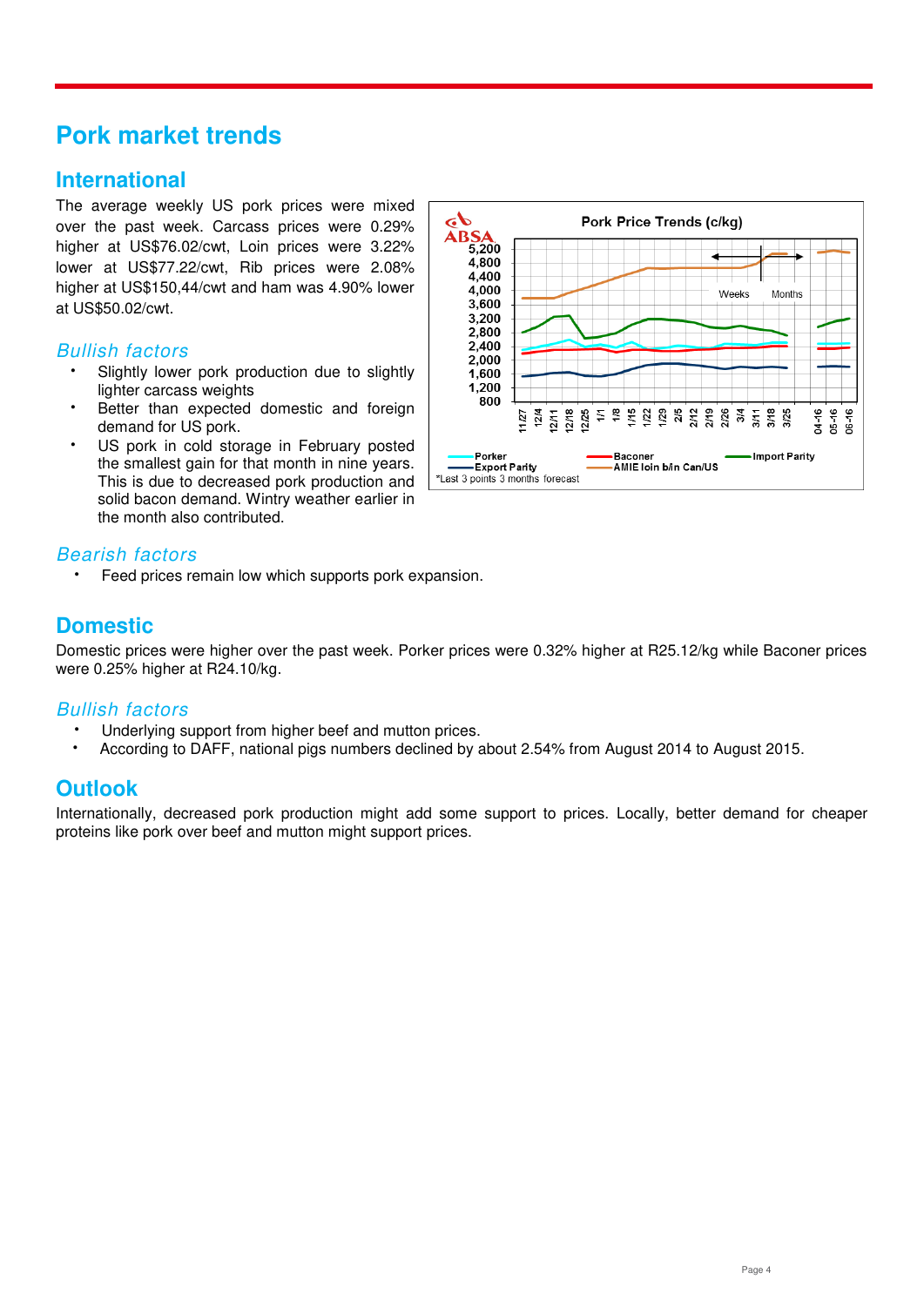# Pork market trends

## International

The average weekly US pork prices were mixed over the past week. Carcass prices were 0.29% higher at US$76.02/cwt, Loin prices were 3.22% lower at US$77.22/cwt, Rib prices were 2.08% higher at US$150,44/cwt and ham was 4.90% lower at US$50.02/cwt.

### *Bullish factors*

- Slightly lower pork production due to slightly lighter carcass weights
- Better than expected domestic and foreign demand for US pork.
- US pork in cold storage in February posted the smallest gain for that month in nine years. This is due to decreased pork production and solid bacon demand. Wintry weather earlier in the month also contributed.

### *Bearish factors*

- Feed prices remain low which supports pork expansion.

## Domestic

Domestic prices were higher over the past week. Porker prices were 0.32% higher at R25.12/kg while Baconer prices were 0.25% higher at R24.10/kg.

### *Bullish factors*

- Underlying support from higher beef and mutton prices.
- According to DAFF, national pigs numbers declined by about 2.54% from August 2014 to August 2015.

## Outlook

Internationally, decreased pork production might add some support to prices. Locally, better demand for cheaper proteins like pork over beef and mutton might support prices.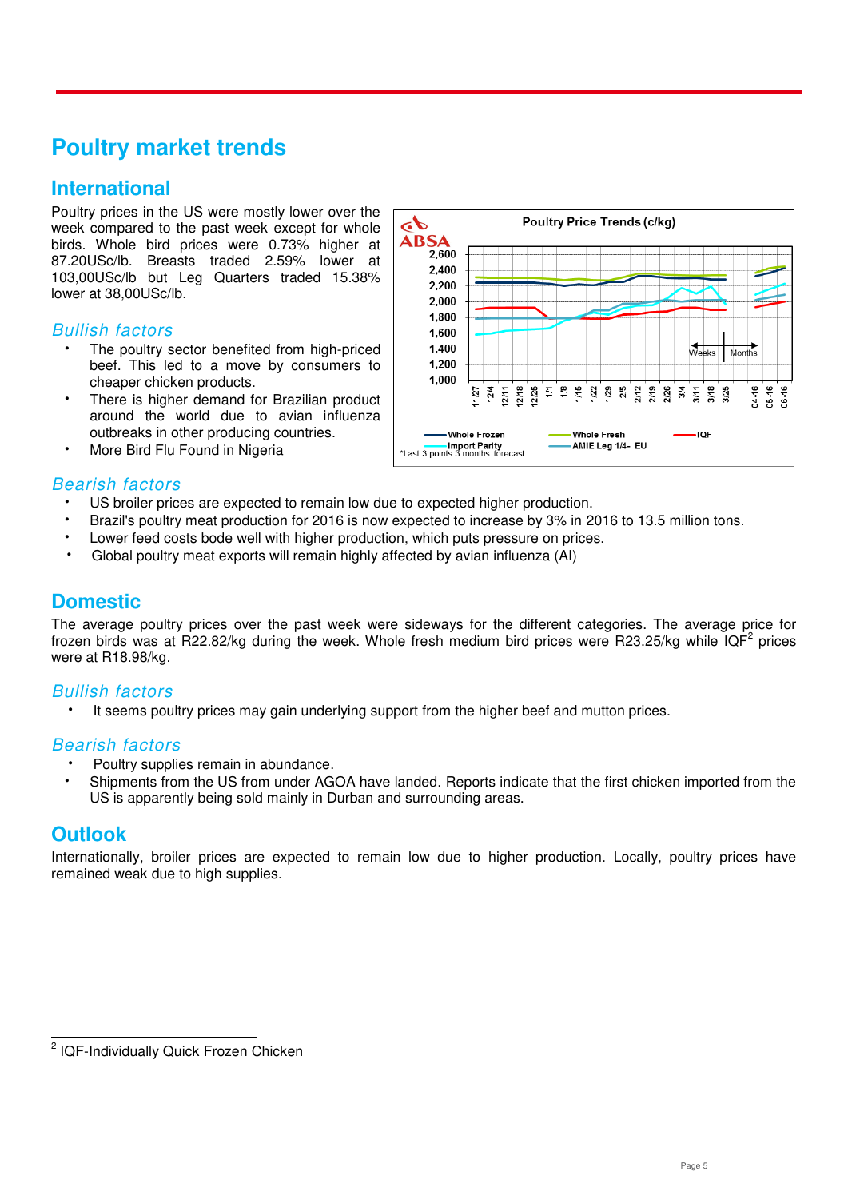# Poultry market trends

## International

Poultry prices in the US were mostly lower over the week compared to the past week except for whole birds. Whole bird prices were 0.73% higher at 87.20USc/lb. Breasts traded 2.59% lower at 103,00USc/lb but Leg Quarters traded 15.38% lower at 38,00USc/lb.

### *Bullish factors*

- The poultry sector benefited from high-priced beef. This led to a move by consumers to cheaper chicken products.
- There is higher demand for Brazilian product around the world due to avian influenza outbreaks in other producing countries.
- More Bird Flu Found in Nigeria

### *Bearish factors*

- US broiler prices are expected to remain low due to expected higher production.
- Brazil's poultry meat production for 2016 is now expected to increase by 3% in 2016 to 13.5 million tons.
- Lower feed costs bode well with higher production, which puts pressure on prices.
- Global poultry meat exports will remain highly affected by avian influenza (AI)

## Domestic

The average poultry prices over the past week were sideways for the different categories. The average price for frozen birds was at R22.82/kg during the week. Whole fresh medium bird prices were R23.25/kg while IQF[2] prices were at R18.98/kg.

### *Bullish factors*

- It seems poultry prices may gain underlying support from the higher beef and mutton prices.

### *Bearish factors*

- Poultry supplies remain in abundance.
- Shipments from the US from under AGOA have landed. Reports indicate that the first chicken imported from the US is apparently being sold mainly in Durban and surrounding areas.

## Outlook

Internationally, broiler prices are expected to remain low due to higher production. Locally, poultry prices have remained weak due to high supplies.

---

[2] IQF-Individually Quick Frozen Chicken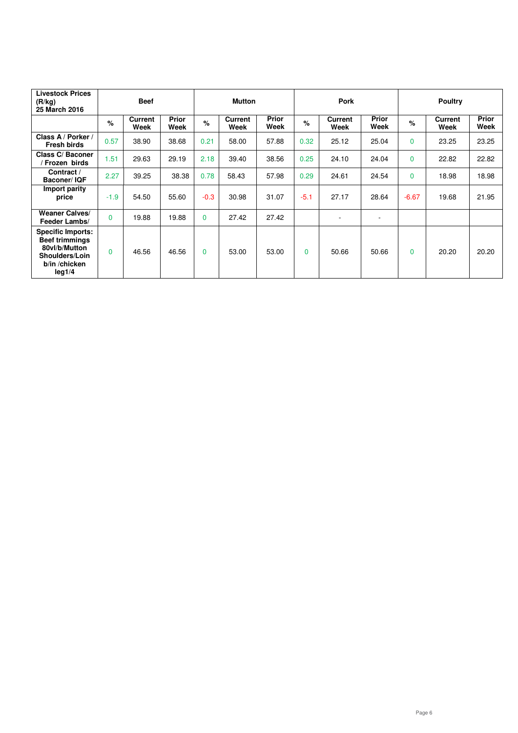| Livestock Prices (R/kg) 25 March 2016 | Beef | | | Mutton | | | Pork | | | Poultry | | |
|---|---|---|---|---|---|---|---|---|---|---|---|---|
| | % | Current Week | Prior Week | % | Current Week | Prior Week | % | Current Week | Prior Week | % | Current Week | Prior Week |
| Class A / Porker / Fresh birds | 0.57 | 38.90 | 38.68 | 0.21 | 58.00 | 57.88 | 0.32 | 25.12 | 25.04 | 0 | 23.25 | 23.25 |
| Class C/ Baconer / Frozen birds | 1.51 | 29.63 | 29.19 | 2.18 | 39.40 | 38.56 | 0.25 | 24.10 | 24.04 | 0 | 22.82 | 22.82 |
| Contract / Baconer/ IQF | 2.27 | 39.25 | 38.38 | 0.78 | 58.43 | 57.98 | 0.29 | 24.61 | 24.54 | 0 | 18.98 | 18.98 |
| Import parity price | -1.9 | 54.50 | 55.60 | -0.3 | 30.98 | 31.07 | -5.1 | 27.17 | 28.64 | -6.67 | 19.68 | 21.95 |
| Weaner Calves/ Feeder Lambs/ | 0 | 19.88 | 19.88 | 0 | 27.42 | 27.42 | | - | - | | | |
| Specific Imports: Beef trimmings 80vl/b/Mutton Shoulders/Loin b/in /chicken leg1/4 | 0 | 46.56 | 46.56 | 0 | 53.00 | 53.00 | 0 | 50.66 | 50.66 | 0 | 20.20 | 20.20 |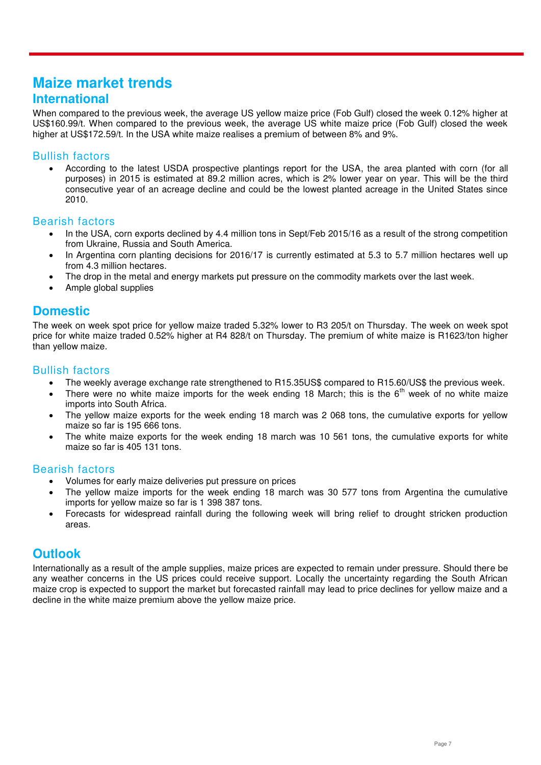# Maize market trends

## International

When compared to the previous week, the average US yellow maize price (Fob Gulf) closed the week 0.12% higher at US$160.99/t. When compared to the previous week, the average US white maize price (Fob Gulf) closed the week higher at US$172.59/t. In the USA white maize realises a premium of between 8% and 9%.

### Bullish factors

- According to the latest USDA prospective plantings report for the USA, the area planted with corn (for all purposes) in 2015 is estimated at 89.2 million acres, which is 2% lower year on year. This will be the third consecutive year of an acreage decline and could be the lowest planted acreage in the United States since 2010.

### Bearish factors

- In the USA, corn exports declined by 4.4 million tons in Sept/Feb 2015/16 as a result of the strong competition from Ukraine, Russia and South America.
- In Argentina corn planting decisions for 2016/17 is currently estimated at 5.3 to 5.7 million hectares well up from 4.3 million hectares.
- The drop in the metal and energy markets put pressure on the commodity markets over the last week.
- Ample global supplies

## Domestic

The week on week spot price for yellow maize traded 5.32% lower to R3 205/t on Thursday. The week on week spot price for white maize traded 0.52% higher at R4 828/t on Thursday. The premium of white maize is R1623/ton higher than yellow maize.

### Bullish factors

- The weekly average exchange rate strengthened to R15.35US$ compared to R15.60/US$ the previous week.
- There were no white maize imports for the week ending 18 March; this is the 6th week of no white maize imports into South Africa.
- The yellow maize exports for the week ending 18 march was 2 068 tons, the cumulative exports for yellow maize so far is 195 666 tons.
- The white maize exports for the week ending 18 march was 10 561 tons, the cumulative exports for white maize so far is 405 131 tons.

### Bearish factors

- Volumes for early maize deliveries put pressure on prices
- The yellow maize imports for the week ending 18 march was 30 577 tons from Argentina the cumulative imports for yellow maize so far is 1 398 387 tons.
- Forecasts for widespread rainfall during the following week will bring relief to drought stricken production areas.

## Outlook

Internationally as a result of the ample supplies, maize prices are expected to remain under pressure. Should there be any weather concerns in the US prices could receive support. Locally the uncertainty regarding the South African maize crop is expected to support the market but forecasted rainfall may lead to price declines for yellow maize and a decline in the white maize premium above the yellow maize price.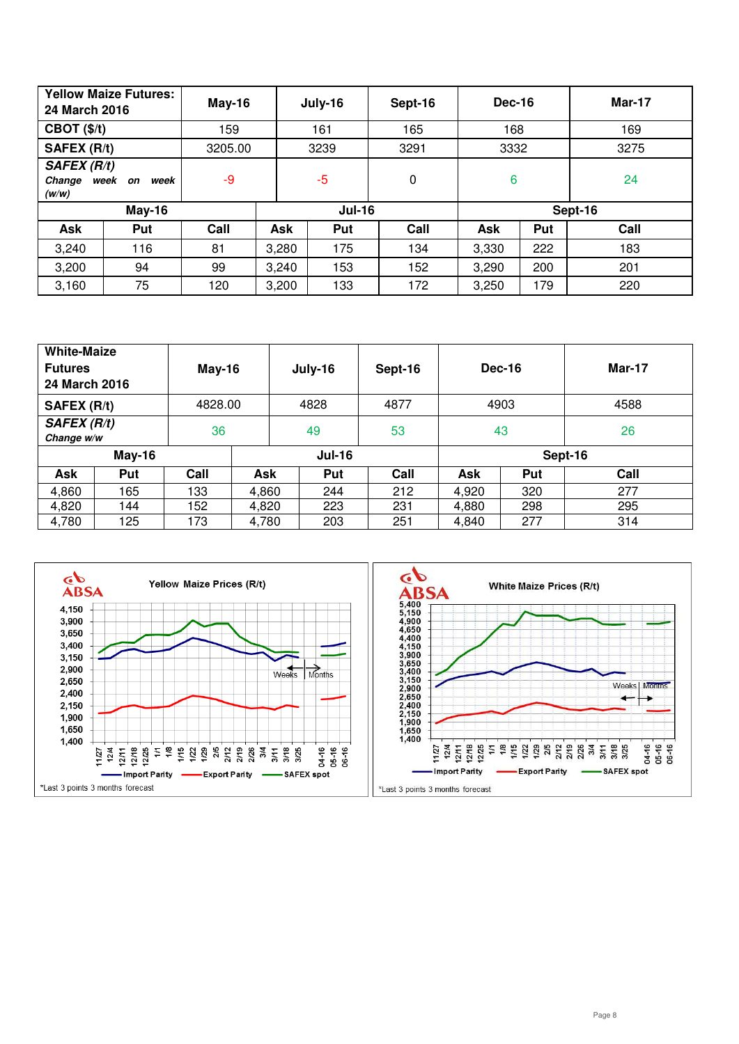| Yellow Maize Futures: 24 March 2016 | May-16 | | July-16 | | Sept-16 | Dec-16 | | Mar-17 |
|---|---|---|---|---|---|---|---|---|
| CBOT ($/t) | 159 | | 161 | | 165 | 168 | | 169 |
| SAFEX (R/t) | 3205.00 | | 3239 | | 3291 | 3332 | | 3275 |
| *SAFEX (R/t) Change week on week (w/w)* | -9 | | -5 | | 0 | 6 | | 24 |

| May-16 | | | Jul-16 | | | Sept-16 | | |
|---|---|---|---|---|---|---|---|---|
| Ask | Put | Call | Ask | Put | Call | Ask | Put | Call |
| 3,240 | 116 | 81 | 3,280 | 175 | 134 | 3,330 | 222 | 183 |
| 3,200 | 94 | 99 | 3,240 | 153 | 152 | 3,290 | 200 | 201 |
| 3,160 | 75 | 120 | 3,200 | 133 | 172 | 3,250 | 179 | 220 |

| White-Maize Futures 24 March 2016 | May-16 | July-16 | Sept-16 | Dec-16 | Mar-17 |
|---|---|---|---|---|---|
| SAFEX (R/t) | 4828.00 | 4828 | 4877 | 4903 | 4588 |
| *SAFEX (R/t) Change w/w* | 36 | 49 | 53 | 43 | 26 |

| May-16 | | | Jul-16 | | | Sept-16 | | |
|---|---|---|---|---|---|---|---|---|
| Ask | Put | Call | Ask | Put | Call | Ask | Put | Call |
| 4,860 | 165 | 133 | 4,860 | 244 | 212 | 4,920 | 320 | 277 |
| 4,820 | 144 | 152 | 4,820 | 223 | 231 | 4,880 | 298 | 295 |
| 4,780 | 125 | 173 | 4,780 | 203 | 251 | 4,840 | 277 | 314 |

**Yellow Maize Prices (R/t)**

*Last 3 points 3 months forecast

**White Maize Prices (R/t)**

*Last 3 points 3 months forecast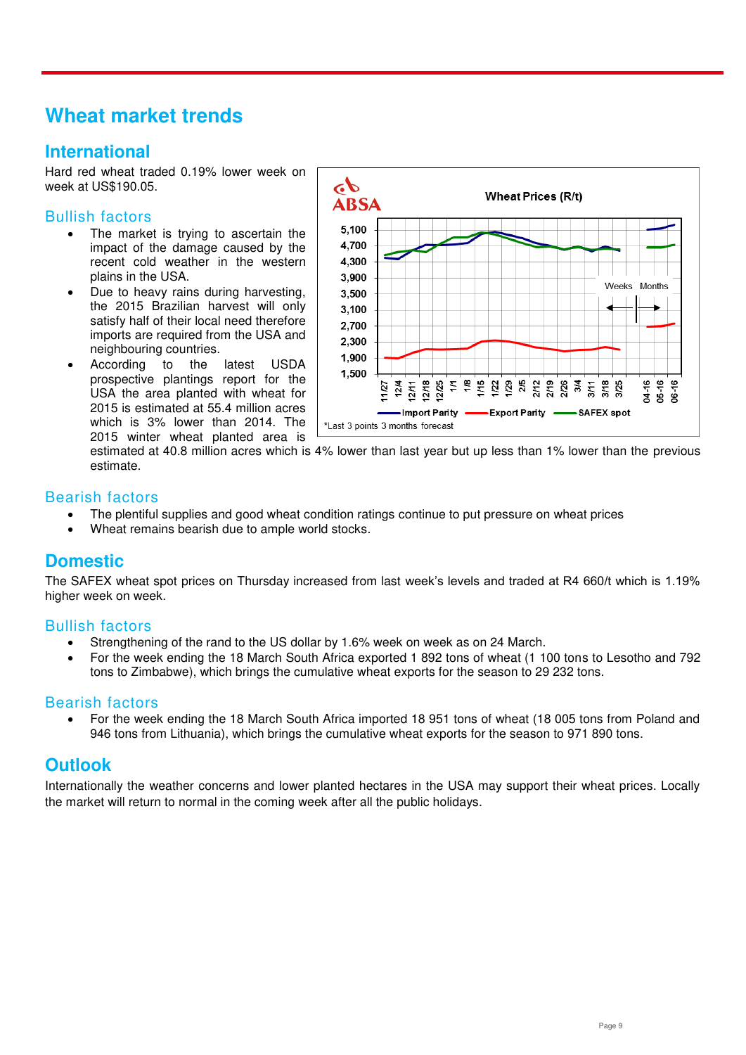# Wheat market trends

## International

Hard red wheat traded 0.19% lower week on week at US$190.05.

### Bullish factors

- The market is trying to ascertain the impact of the damage caused by the recent cold weather in the western plains in the USA.
- Due to heavy rains during harvesting, the 2015 Brazilian harvest will only satisfy half of their local need therefore imports are required from the USA and neighbouring countries.
- According to the latest USDA prospective plantings report for the USA the area planted with wheat for 2015 is estimated at 55.4 million acres which is 3% lower than 2014. The 2015 winter wheat planted area is estimated at 40.8 million acres which is 4% lower than last year but up less than 1% lower than the previous estimate.

### Bearish factors

- The plentiful supplies and good wheat condition ratings continue to put pressure on wheat prices
- Wheat remains bearish due to ample world stocks.

## Domestic

The SAFEX wheat spot prices on Thursday increased from last week's levels and traded at R4 660/t which is 1.19% higher week on week.

### Bullish factors

- Strengthening of the rand to the US dollar by 1.6% week on week as on 24 March.
- For the week ending the 18 March South Africa exported 1 892 tons of wheat (1 100 tons to Lesotho and 792 tons to Zimbabwe), which brings the cumulative wheat exports for the season to 29 232 tons.

### Bearish factors

- For the week ending the 18 March South Africa imported 18 951 tons of wheat (18 005 tons from Poland and 946 tons from Lithuania), which brings the cumulative wheat exports for the season to 971 890 tons.

## Outlook

Internationally the weather concerns and lower planted hectares in the USA may support their wheat prices. Locally the market will return to normal in the coming week after all the public holidays.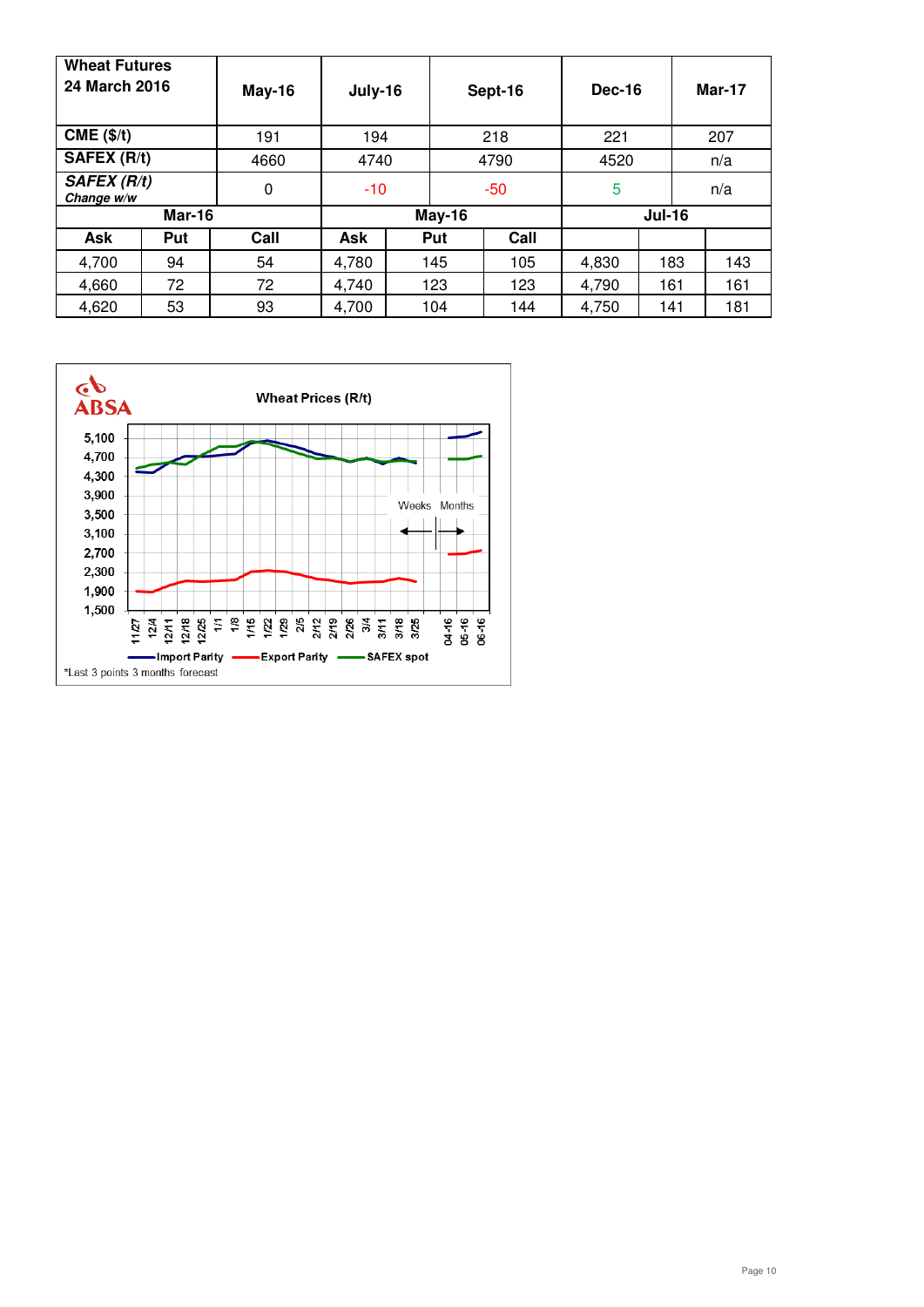| Wheat Futures 24 March 2016 | May-16 | July-16 | Sept-16 | Dec-16 | Mar-17 |
|---|---|---|---|---|---|
| **CME ($/t)** | 191 | 194 | 218 | 221 | 207 |
| **SAFEX (R/t)** | 4660 | 4740 | 4790 | 4520 | n/a |
| ***SAFEX (R/t)*** *Change w/w* | 0 | -10 | -50 | 5 | n/a |

| Mar-16 | | | May-16 | | | Jul-16 | | |
|---|---|---|---|---|---|---|---|---|
| **Ask** | **Put** | **Call** | **Ask** | **Put** | **Call** | | | |
| 4,700 | 94 | 54 | 4,780 | 145 | 105 | 4,830 | 183 | 143 |
| 4,660 | 72 | 72 | 4,740 | 123 | 123 | 4,790 | 161 | 161 |
| 4,620 | 53 | 93 | 4,700 | 104 | 144 | 4,750 | 141 | 181 |

**Wheat Prices (R/t)**

*Last 3 points 3 months forecast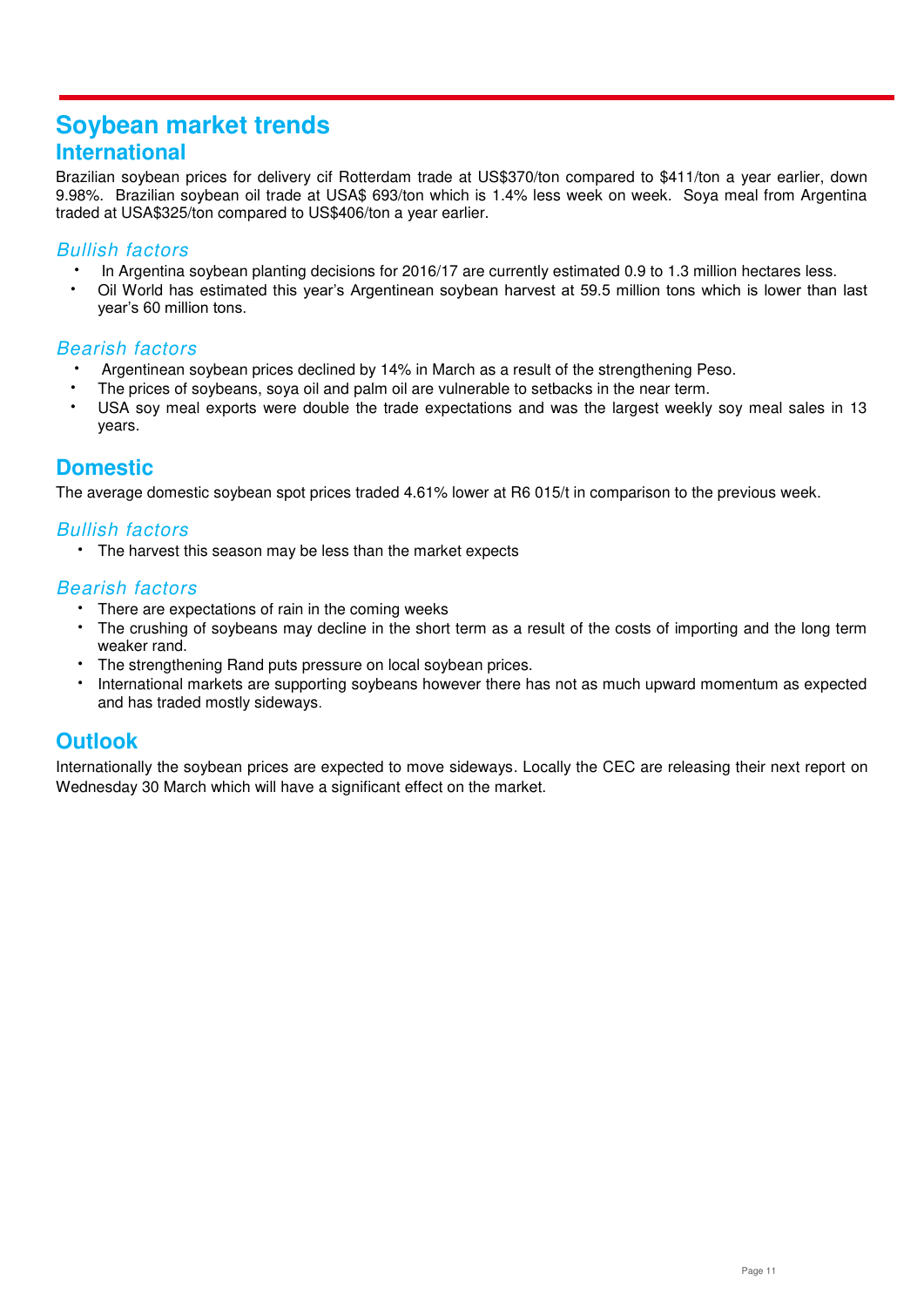# Soybean market trends

## International

Brazilian soybean prices for delivery cif Rotterdam trade at US$370/ton compared to $411/ton a year earlier, down 9.98%. Brazilian soybean oil trade at USA$ 693/ton which is 1.4% less week on week. Soya meal from Argentina traded at USA$325/ton compared to US$406/ton a year earlier.

### *Bullish factors*

- In Argentina soybean planting decisions for 2016/17 are currently estimated 0.9 to 1.3 million hectares less.
- Oil World has estimated this year's Argentinean soybean harvest at 59.5 million tons which is lower than last year's 60 million tons.

### *Bearish factors*

- Argentinean soybean prices declined by 14% in March as a result of the strengthening Peso.
- The prices of soybeans, soya oil and palm oil are vulnerable to setbacks in the near term.
- USA soy meal exports were double the trade expectations and was the largest weekly soy meal sales in 13 years.

## Domestic

The average domestic soybean spot prices traded 4.61% lower at R6 015/t in comparison to the previous week.

### *Bullish factors*

- The harvest this season may be less than the market expects

### *Bearish factors*

- There are expectations of rain in the coming weeks
- The crushing of soybeans may decline in the short term as a result of the costs of importing and the long term weaker rand.
- The strengthening Rand puts pressure on local soybean prices.
- International markets are supporting soybeans however there has not as much upward momentum as expected and has traded mostly sideways.

## Outlook

Internationally the soybean prices are expected to move sideways. Locally the CEC are releasing their next report on Wednesday 30 March which will have a significant effect on the market.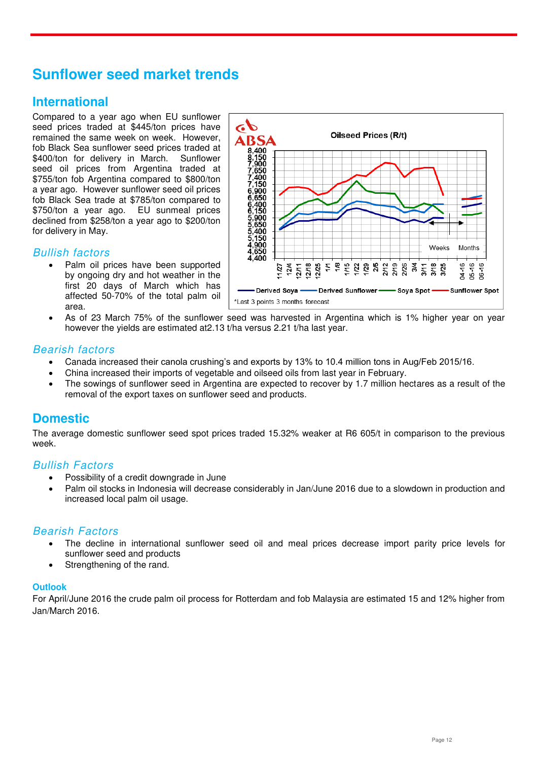# Sunflower seed market trends

## International

Compared to a year ago when EU sunflower seed prices traded at $445/ton prices have remained the same week on week. However, fob Black Sea sunflower seed prices traded at $400/ton for delivery in March. Sunflower seed oil prices from Argentina traded at $755/ton fob Argentina compared to $800/ton a year ago. However sunflower seed oil prices fob Black Sea trade at $785/ton compared to $750/ton a year ago. EU sunmeal prices declined from $258/ton a year ago to $200/ton for delivery in May.

### *Bullish factors*

- Palm oil prices have been supported by ongoing dry and hot weather in the first 20 days of March which has affected 50-70% of the total palm oil area.
- As of 23 March 75% of the sunflower seed was harvested in Argentina which is 1% higher year on year however the yields are estimated at2.13 t/ha versus 2.21 t/ha last year.

### *Bearish factors*

- Canada increased their canola crushing's and exports by 13% to 10.4 million tons in Aug/Feb 2015/16.
- China increased their imports of vegetable and oilseed oils from last year in February.
- The sowings of sunflower seed in Argentina are expected to recover by 1.7 million hectares as a result of the removal of the export taxes on sunflower seed and products.

## Domestic

The average domestic sunflower seed spot prices traded 15.32% weaker at R6 605/t in comparison to the previous week.

### *Bullish Factors*

- Possibility of a credit downgrade in June
- Palm oil stocks in Indonesia will decrease considerably in Jan/June 2016 due to a slowdown in production and increased local palm oil usage.

### *Bearish Factors*

- The decline in international sunflower seed oil and meal prices decrease import parity price levels for sunflower seed and products
- Strengthening of the rand.

#### Outlook

For April/June 2016 the crude palm oil process for Rotterdam and fob Malaysia are estimated 15 and 12% higher from Jan/March 2016.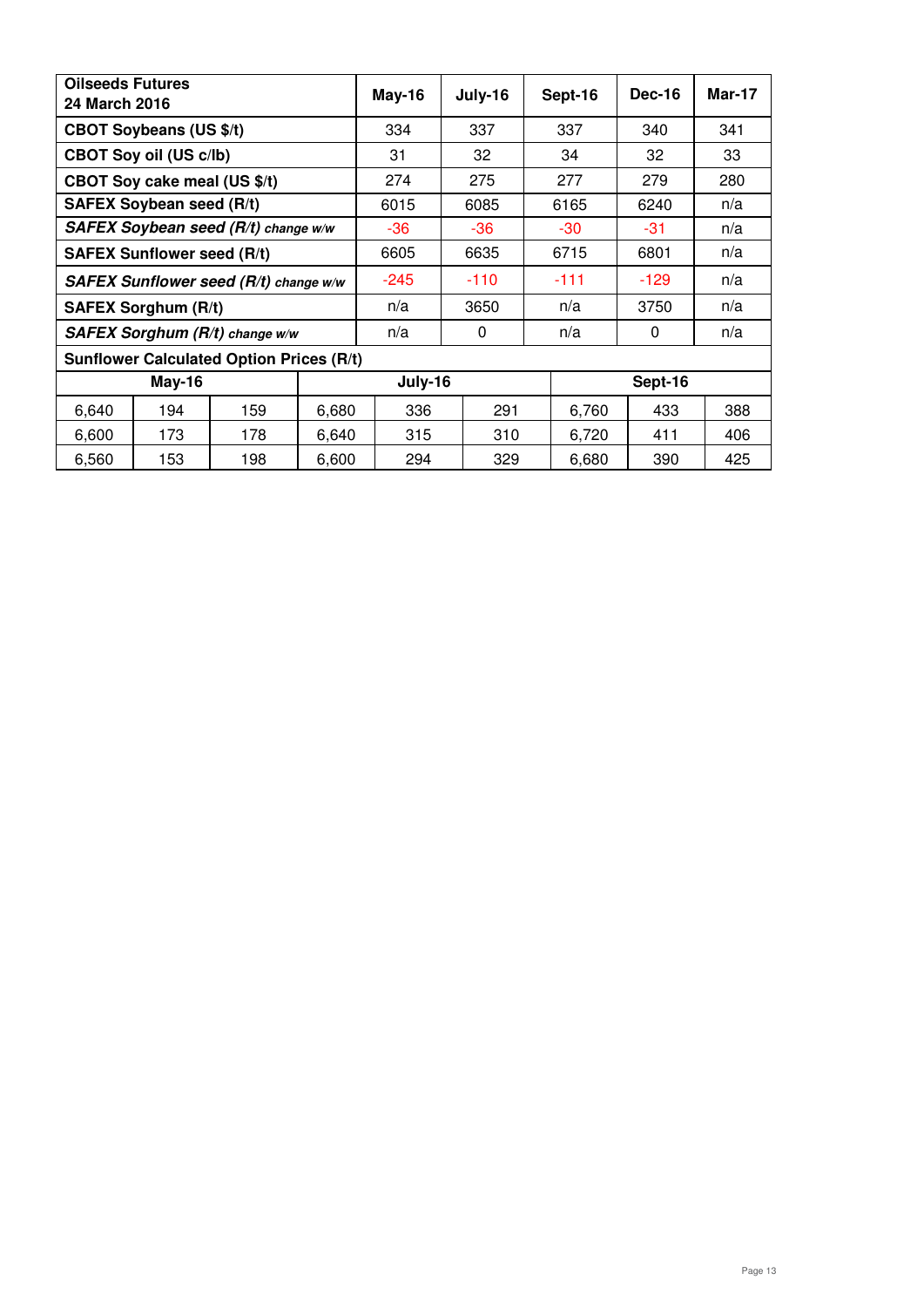| Oilseeds Futures 24 March 2016 | May-16 | July-16 | Sept-16 | Dec-16 | Mar-17 |
|---|---|---|---|---|---|
| **CBOT Soybeans (US $/t)** | 334 | 337 | 337 | 340 | 341 |
| **CBOT Soy oil (US c/lb)** | 31 | 32 | 34 | 32 | 33 |
| **CBOT Soy cake meal (US $/t)** | 274 | 275 | 277 | 279 | 280 |
| **SAFEX Soybean seed (R/t)** | 6015 | 6085 | 6165 | 6240 | n/a |
| ***SAFEX Soybean seed (R/t) change w/w*** | -36 | -36 | -30 | -31 | n/a |
| **SAFEX Sunflower seed (R/t)** | 6605 | 6635 | 6715 | 6801 | n/a |
| ***SAFEX Sunflower seed (R/t) change w/w*** | -245 | -110 | -111 | -129 | n/a |
| **SAFEX Sorghum (R/t)** | n/a | 3650 | n/a | 3750 | n/a |
| ***SAFEX Sorghum (R/t) change w/w*** | n/a | 0 | n/a | 0 | n/a |

**Sunflower Calculated Option Prices (R/t)**

| May-16 | | | July-16 | | | Sept-16 | | |
|---|---|---|---|---|---|---|---|---|
| 6,640 | 194 | 159 | 6,680 | 336 | 291 | 6,760 | 433 | 388 |
| 6,600 | 173 | 178 | 6,640 | 315 | 310 | 6,720 | 411 | 406 |
| 6,560 | 153 | 198 | 6,600 | 294 | 329 | 6,680 | 390 | 425 |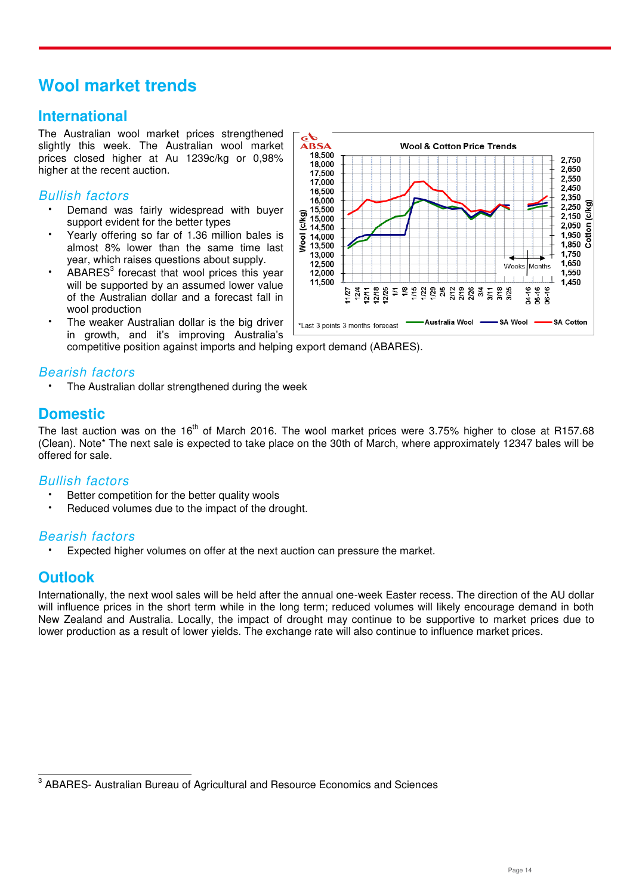# Wool market trends

## International

The Australian wool market prices strengthened slightly this week. The Australian wool market prices closed higher at Au 1239c/kg or 0,98% higher at the recent auction.

### *Bullish factors*

- Demand was fairly widespread with buyer support evident for the better types
- Yearly offering so far of 1.36 million bales is almost 8% lower than the same time last year, which raises questions about supply.
- ABARES[3] forecast that wool prices this year will be supported by an assumed lower value of the Australian dollar and a forecast fall in wool production
- The weaker Australian dollar is the big driver in growth, and it's improving Australia's competitive position against imports and helping export demand (ABARES).

### *Bearish factors*

- The Australian dollar strengthened during the week

## Domestic

The last auction was on the 16th of March 2016. The wool market prices were 3.75% higher to close at R157.68 (Clean). Note* The next sale is expected to take place on the 30th of March, where approximately 12347 bales will be offered for sale.

### *Bullish factors*

- Better competition for the better quality wools
- Reduced volumes due to the impact of the drought.

### *Bearish factors*

- Expected higher volumes on offer at the next auction can pressure the market.

## Outlook

Internationally, the next wool sales will be held after the annual one-week Easter recess. The direction of the AU dollar will influence prices in the short term while in the long term; reduced volumes will likely encourage demand in both New Zealand and Australia. Locally, the impact of drought may continue to be supportive to market prices due to lower production as a result of lower yields. The exchange rate will also continue to influence market prices.

---

[3] ABARES- Australian Bureau of Agricultural and Resource Economics and Sciences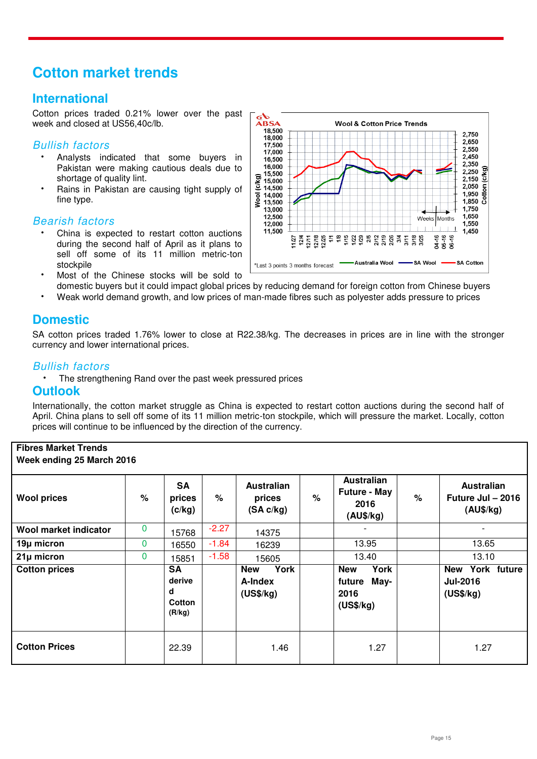# Cotton market trends

## International

Cotton prices traded 0.21% lower over the past week and closed at US56,40c/lb.

### *Bullish factors*

- Analysts indicated that some buyers in Pakistan were making cautious deals due to shortage of quality lint.
- Rains in Pakistan are causing tight supply of fine type.

### *Bearish factors*

- China is expected to restart cotton auctions during the second half of April as it plans to sell off some of its 11 million metric-ton stockpile
- Most of the Chinese stocks will be sold to domestic buyers but it could impact global prices by reducing demand for foreign cotton from Chinese buyers
- Weak world demand growth, and low prices of man-made fibres such as polyester adds pressure to prices

## Domestic

SA cotton prices traded 1.76% lower to close at R22.38/kg. The decreases in prices are in line with the stronger currency and lower international prices.

### *Bullish factors*

- The strengthening Rand over the past week pressured prices

## Outlook

Internationally, the cotton market struggle as China is expected to restart cotton auctions during the second half of April. China plans to sell off some of its 11 million metric-ton stockpile, which will pressure the market. Locally, cotton prices will continue to be influenced by the direction of the currency.

**Fibres Market Trends**
**Week ending 25 March 2016**

| Wool prices | % | SA prices (c/kg) | % | Australian prices (SA c/kg) | % | Australian Future - May 2016 (AU$/kg) | % | Australian Future Jul – 2016 (AU$/kg) |
|---|---|---|---|---|---|---|---|---|
| Wool market indicator | 0 | 15768 | -2.27 | 14375 | | - | | - |
| 19µ micron | 0 | 16550 | -1.84 | 16239 | | 13.95 | | 13.65 |
| 21µ micron | 0 | 15851 | -1.58 | 15605 | | 13.40 | | 13.10 |
| **Cotton prices** | | **SA derived Cotton (R/kg)** | | **New York A-Index (US$/kg)** | | **New York future May-2016 (US$/kg)** | | **New York future Jul-2016 (US$/kg)** |
| **Cotton Prices** | | 22.39 | | 1.46 | | 1.27 | | 1.27 |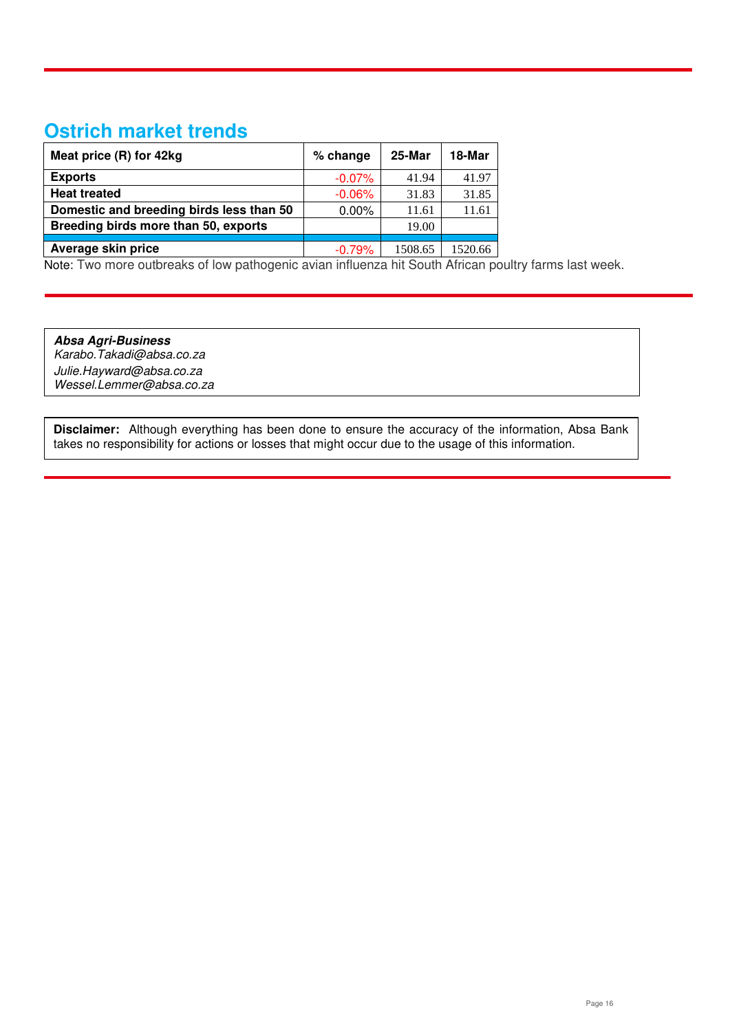## Ostrich market trends

| Meat price (R) for 42kg | % change | 25-Mar | 18-Mar |
|---|---|---|---|
| **Exports** | -0.07% | 41.94 | 41.97 |
| **Heat treated** | -0.06% | 31.83 | 31.85 |
| **Domestic and breeding birds less than 50** | 0.00% | 11.61 | 11.61 |
| **Breeding birds more than 50, exports** | | 19.00 | |
| | | | |
| **Average skin price** | -0.79% | 1508.65 | 1520.66 |

Note: Two more outbreaks of low pathogenic avian influenza hit South African poultry farms last week.

***Absa Agri-Business***
*Karabo.Takadi@absa.co.za*
*Julie.Hayward@absa.co.za*
*Wessel.Lemmer@absa.co.za*

**Disclaimer:** Although everything has been done to ensure the accuracy of the information, Absa Bank takes no responsibility for actions or losses that might occur due to the usage of this information.